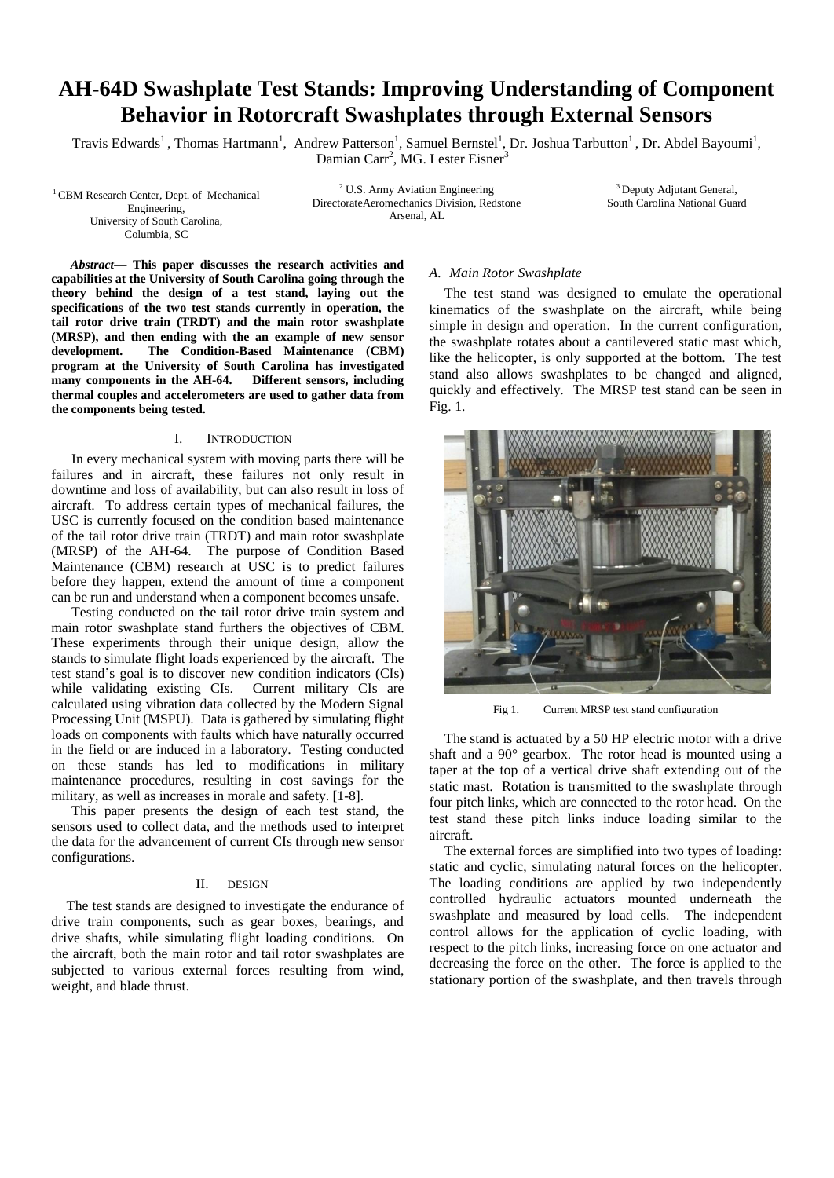# AH-64D Swashplate Test Stands: Improving Understanding of Component Behavior in Rotorcraft Swashplates through External Sensors

Travis Edwards[1], Thomas Hartmann[1], Andrew Patterson[1], Samuel Bernstel[1], Dr. Joshua Tarbutton[1], Dr. Abdel Bayoumi[1], Damian Carr[2], MG. Lester Eisner[3]

[1] CBM Research Center, Dept. of Mechanical Engineering, University of South Carolina, Columbia, SC

[2] U.S. Army Aviation Engineering DirectorateAeromechanics Division, Redstone Arsenal, AL

[3] Deputy Adjutant General, South Carolina National Guard

***Abstract*— This paper discusses the research activities and capabilities at the University of South Carolina going through the theory behind the design of a test stand, laying out the specifications of the two test stands currently in operation, the tail rotor drive train (TRDT) and the main rotor swashplate (MRSP), and then ending with the an example of new sensor development. The Condition-Based Maintenance (CBM) program at the University of South Carolina has investigated many components in the AH-64. Different sensors, including thermal couples and accelerometers are used to gather data from the components being tested.**

## I. Introduction

In every mechanical system with moving parts there will be failures and in aircraft, these failures not only result in downtime and loss of availability, but can also result in loss of aircraft. To address certain types of mechanical failures, the USC is currently focused on the condition based maintenance of the tail rotor drive train (TRDT) and main rotor swashplate (MRSP) of the AH-64. The purpose of Condition Based Maintenance (CBM) research at USC is to predict failures before they happen, extend the amount of time a component can be run and understand when a component becomes unsafe.

Testing conducted on the tail rotor drive train system and main rotor swashplate stand furthers the objectives of CBM. These experiments through their unique design, allow the stands to simulate flight loads experienced by the aircraft. The test stand's goal is to discover new condition indicators (CIs) while validating existing CIs. Current military CIs are calculated using vibration data collected by the Modern Signal Processing Unit (MSPU). Data is gathered by simulating flight loads on components with faults which have naturally occurred in the field or are induced in a laboratory. Testing conducted on these stands has led to modifications in military maintenance procedures, resulting in cost savings for the military, as well as increases in morale and safety. [1-8].

This paper presents the design of each test stand, the sensors used to collect data, and the methods used to interpret the data for the advancement of current CIs through new sensor configurations.

## II. Design

The test stands are designed to investigate the endurance of drive train components, such as gear boxes, bearings, and drive shafts, while simulating flight loading conditions. On the aircraft, both the main rotor and tail rotor swashplates are subjected to various external forces resulting from wind, weight, and blade thrust.

### *A. Main Rotor Swashplate*

The test stand was designed to emulate the operational kinematics of the swashplate on the aircraft, while being simple in design and operation. In the current configuration, the swashplate rotates about a cantilevered static mast which, like the helicopter, is only supported at the bottom. The test stand also allows swashplates to be changed and aligned, quickly and effectively. The MRSP test stand can be seen in Fig. 1.

Fig 1. Current MRSP test stand configuration

The stand is actuated by a 50 HP electric motor with a drive shaft and a 90° gearbox. The rotor head is mounted using a taper at the top of a vertical drive shaft extending out of the static mast. Rotation is transmitted to the swashplate through four pitch links, which are connected to the rotor head. On the test stand these pitch links induce loading similar to the aircraft.

The external forces are simplified into two types of loading: static and cyclic, simulating natural forces on the helicopter. The loading conditions are applied by two independently controlled hydraulic actuators mounted underneath the swashplate and measured by load cells. The independent control allows for the application of cyclic loading, with respect to the pitch links, increasing force on one actuator and decreasing the force on the other. The force is applied to the stationary portion of the swashplate, and then travels through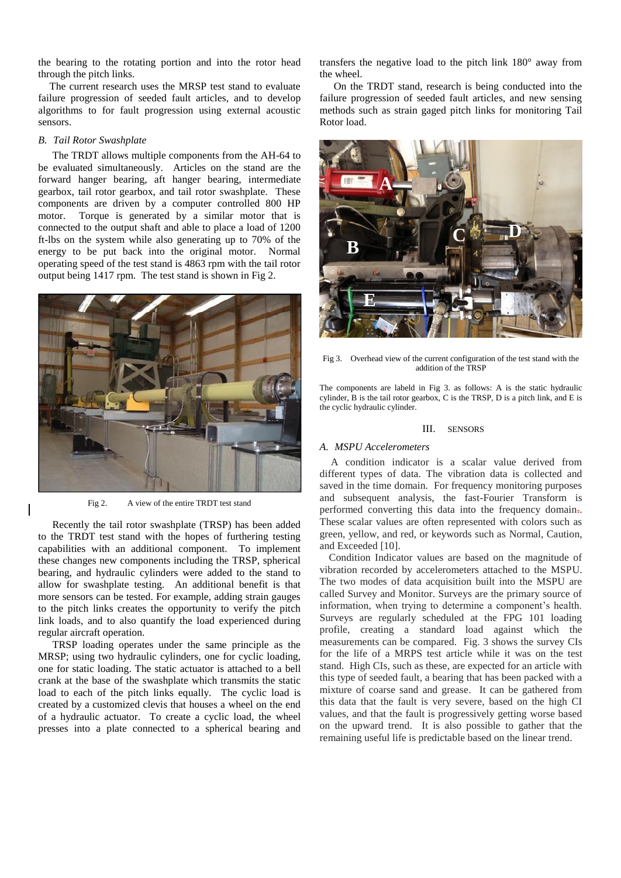the bearing to the rotating portion and into the rotor head through the pitch links.

The current research uses the MRSP test stand to evaluate failure progression of seeded fault articles, and to develop algorithms to for fault progression using external acoustic sensors.

### *B. Tail Rotor Swashplate*

The TRDT allows multiple components from the AH-64 to be evaluated simultaneously. Articles on the stand are the forward hanger bearing, aft hanger bearing, intermediate gearbox, tail rotor gearbox, and tail rotor swashplate. These components are driven by a computer controlled 800 HP motor. Torque is generated by a similar motor that is connected to the output shaft and able to place a load of 1200 ft-lbs on the system while also generating up to 70% of the energy to be put back into the original motor. Normal operating speed of the test stand is 4863 rpm with the tail rotor output being 1417 rpm. The test stand is shown in Fig 2.

Fig 2. A view of the entire TRDT test stand

Recently the tail rotor swashplate (TRSP) has been added to the TRDT test stand with the hopes of furthering testing capabilities with an additional component. To implement these changes new components including the TRSP, spherical bearing, and hydraulic cylinders were added to the stand to allow for swashplate testing. An additional benefit is that more sensors can be tested. For example, adding strain gauges to the pitch links creates the opportunity to verify the pitch link loads, and to also quantify the load experienced during regular aircraft operation.

TRSP loading operates under the same principle as the MRSP; using two hydraulic cylinders, one for cyclic loading, one for static loading. The static actuator is attached to a bell crank at the base of the swashplate which transmits the static load to each of the pitch links equally. The cyclic load is created by a customized clevis that houses a wheel on the end of a hydraulic actuator. To create a cyclic load, the wheel presses into a plate connected to a spherical bearing and transfers the negative load to the pitch link 180° away from the wheel.

On the TRDT stand, research is being conducted into the failure progression of seeded fault articles, and new sensing methods such as strain gaged pitch links for monitoring Tail Rotor load.

Fig 3. Overhead view of the current configuration of the test stand with the addition of the TRSP

The components are labeld in Fig 3. as follows: A is the static hydraulic cylinder, B is the tail rotor gearbox, C is the TRSP, D is a pitch link, and E is the cyclic hydraulic cylinder.

## III. SENSORS

### *A. MSPU Accelerometers*

A condition indicator is a scalar value derived from different types of data. The vibration data is collected and saved in the time domain. For frequency monitoring purposes and subsequent analysis, the fast-Fourier Transform is performed converting this data into the frequency domain. These scalar values are often represented with colors such as green, yellow, and red, or keywords such as Normal, Caution, and Exceeded [10].

Condition Indicator values are based on the magnitude of vibration recorded by accelerometers attached to the MSPU. The two modes of data acquisition built into the MSPU are called Survey and Monitor. Surveys are the primary source of information, when trying to determine a component's health. Surveys are regularly scheduled at the FPG 101 loading profile, creating a standard load against which the measurements can be compared. Fig. 3 shows the survey CIs for the life of a MRPS test article while it was on the test stand. High CIs, such as these, are expected for an article with this type of seeded fault, a bearing that has been packed with a mixture of coarse sand and grease. It can be gathered from this data that the fault is very severe, based on the high CI values, and that the fault is progressively getting worse based on the upward trend. It is also possible to gather that the remaining useful life is predictable based on the linear trend.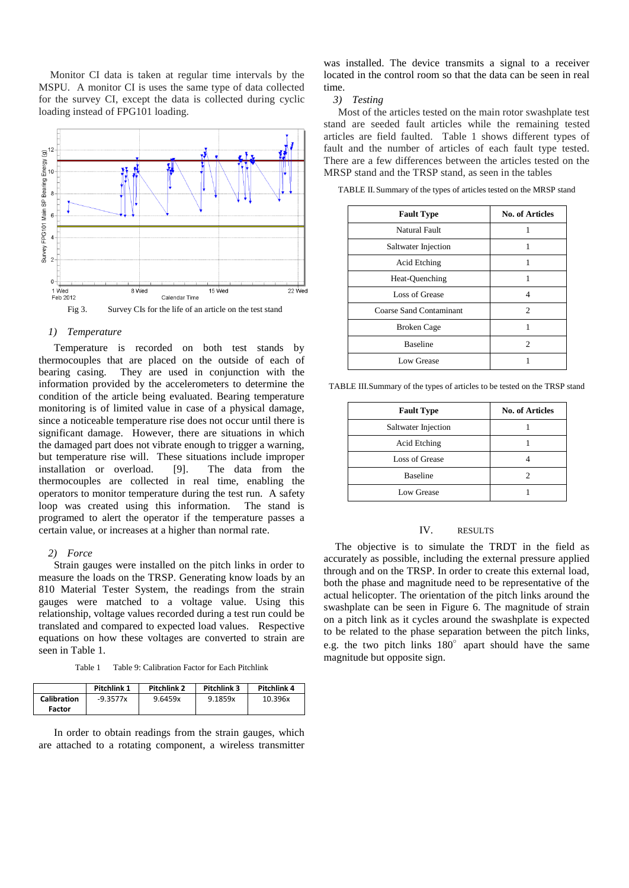Monitor CI data is taken at regular time intervals by the MSPU. A monitor CI is uses the same type of data collected for the survey CI, except the data is collected during cyclic loading instead of FPG101 loading.

Fig 3. Survey CIs for the life of an article on the test stand

### 1) *Temperature*

Temperature is recorded on both test stands by thermocouples that are placed on the outside of each of bearing casing. They are used in conjunction with the information provided by the accelerometers to determine the condition of the article being evaluated. Bearing temperature monitoring is of limited value in case of a physical damage, since a noticeable temperature rise does not occur until there is significant damage. However, there are situations in which the damaged part does not vibrate enough to trigger a warning, but temperature rise will. These situations include improper installation or overload. [9]. The data from the thermocouples are collected in real time, enabling the operators to monitor temperature during the test run. A safety loop was created using this information. The stand is programed to alert the operator if the temperature passes a certain value, or increases at a higher than normal rate.

### 2) *Force*

Strain gauges were installed on the pitch links in order to measure the loads on the TRSP. Generating know loads by an 810 Material Tester System, the readings from the strain gauges were matched to a voltage value. Using this relationship, voltage values recorded during a test run could be translated and compared to expected load values. Respective equations on how these voltages are converted to strain are seen in Table 1.

Table 1 Table 9: Calibration Factor for Each Pitchlink

| | Pitchlink 1 | Pitchlink 2 | Pitchlink 3 | Pitchlink 4 |
|---|---|---|---|---|
| **Calibration Factor** | -9.3577x | 9.6459x | 9.1859x | 10.396x |

In order to obtain readings from the strain gauges, which are attached to a rotating component, a wireless transmitter was installed. The device transmits a signal to a receiver located in the control room so that the data can be seen in real time.

### 3) *Testing*

Most of the articles tested on the main rotor swashplate test stand are seeded fault articles while the remaining tested articles are field faulted. Table 1 shows different types of fault and the number of articles of each fault type tested. There are a few differences between the articles tested on the MRSP stand and the TRSP stand, as seen in the tables

TABLE II. Summary of the types of articles tested on the MRSP stand

| Fault Type | No. of Articles |
|---|---|
| Natural Fault | 1 |
| Saltwater Injection | 1 |
| Acid Etching | 1 |
| Heat-Quenching | 1 |
| Loss of Grease | 4 |
| Coarse Sand Contaminant | 2 |
| Broken Cage | 1 |
| Baseline | 2 |
| Low Grease | 1 |

TABLE III. Summary of the types of articles to be tested on the TRSP stand

| Fault Type | No. of Articles |
|---|---|
| Saltwater Injection | 1 |
| Acid Etching | 1 |
| Loss of Grease | 4 |
| Baseline | 2 |
| Low Grease | 1 |

## IV. RESULTS

The objective is to simulate the TRDT in the field as accurately as possible, including the external pressure applied through and on the TRSP. In order to create this external load, both the phase and magnitude need to be representative of the actual helicopter. The orientation of the pitch links around the swashplate can be seen in Figure 6. The magnitude of strain on a pitch link as it cycles around the swashplate is expected to be related to the phase separation between the pitch links, e.g. the two pitch links $180^{\circ}$ apart should have the same magnitude but opposite sign.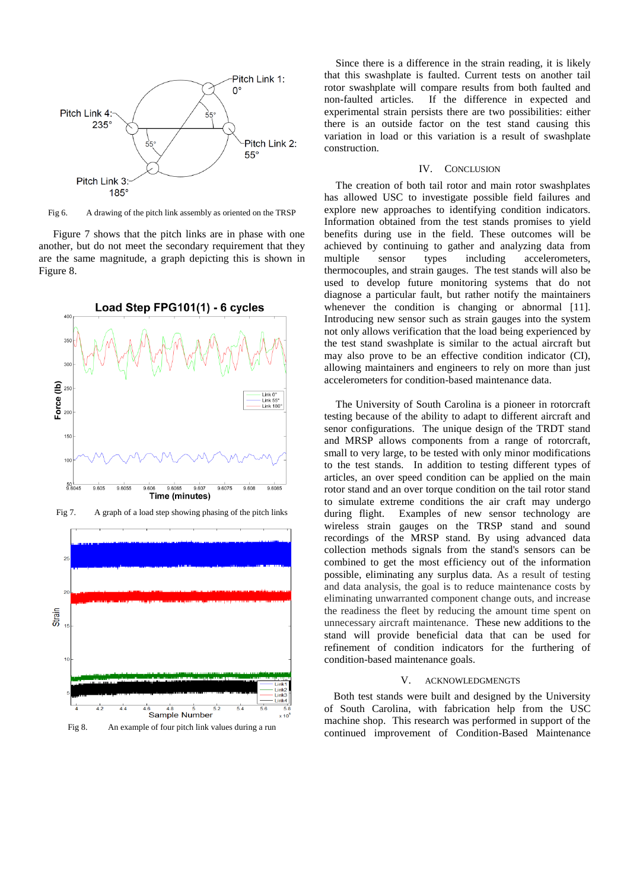Fig 6. A drawing of the pitch link assembly as oriented on the TRSP

Figure 7 shows that the pitch links are in phase with one another, but do not meet the secondary requirement that they are the same magnitude, a graph depicting this is shown in Figure 8.

Fig 7. A graph of a load step showing phasing of the pitch links

Fig 8. An example of four pitch link values during a run

Since there is a difference in the strain reading, it is likely that this swashplate is faulted. Current tests on another tail rotor swashplate will compare results from both faulted and non-faulted articles. If the difference in expected and experimental strain persists there are two possibilities: either there is an outside factor on the test stand causing this variation in load or this variation is a result of swashplate construction.

## IV. Conclusion

The creation of both tail rotor and main rotor swashplates has allowed USC to investigate possible field failures and explore new approaches to identifying condition indicators. Information obtained from the test stands promises to yield benefits during use in the field. These outcomes will be achieved by continuing to gather and analyzing data from multiple sensor types including accelerometers, thermocouples, and strain gauges. The test stands will also be used to develop future monitoring systems that do not diagnose a particular fault, but rather notify the maintainers whenever the condition is changing or abnormal [11]. Introducing new sensor such as strain gauges into the system not only allows verification that the load being experienced by the test stand swashplate is similar to the actual aircraft but may also prove to be an effective condition indicator (CI), allowing maintainers and engineers to rely on more than just accelerometers for condition-based maintenance data.

The University of South Carolina is a pioneer in rotorcraft testing because of the ability to adapt to different aircraft and senor configurations. The unique design of the TRDT stand and MRSP allows components from a range of rotorcraft, small to very large, to be tested with only minor modifications to the test stands. In addition to testing different types of articles, an over speed condition can be applied on the main rotor stand and an over torque condition on the tail rotor stand to simulate extreme conditions the air craft may undergo during flight. Examples of new sensor technology are wireless strain gauges on the TRSP stand and sound recordings of the MRSP stand. By using advanced data collection methods signals from the stand's sensors can be combined to get the most efficiency out of the information possible, eliminating any surplus data. As a result of testing and data analysis, the goal is to reduce maintenance costs by eliminating unwarranted component change outs, and increase the readiness the fleet by reducing the amount time spent on unnecessary aircraft maintenance. These new additions to the stand will provide beneficial data that can be used for refinement of condition indicators for the furthering of condition-based maintenance goals.

## V. Acknowledgmengts

Both test stands were built and designed by the University of South Carolina, with fabrication help from the USC machine shop. This research was performed in support of the continued improvement of Condition-Based Maintenance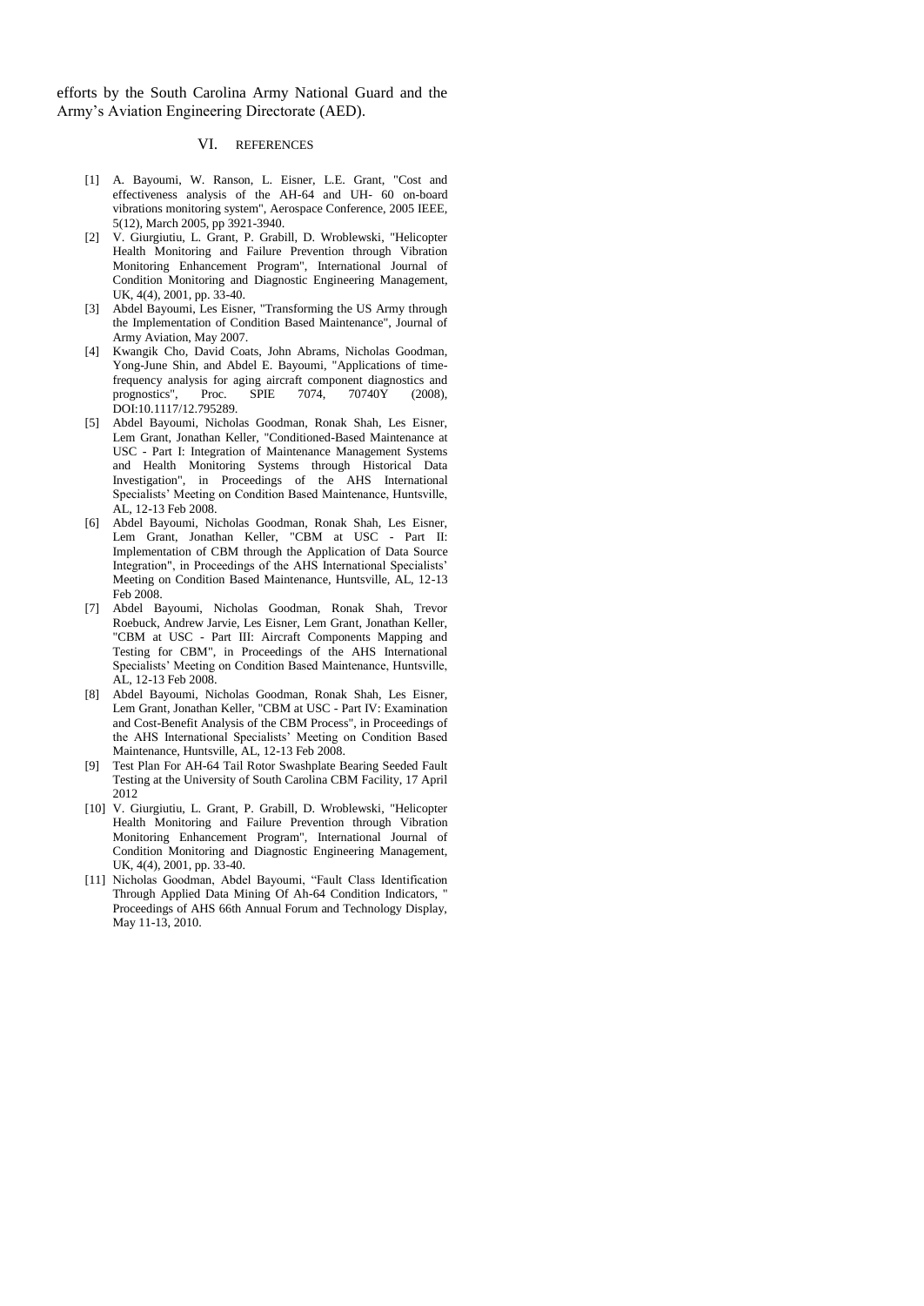efforts by the South Carolina Army National Guard and the Army's Aviation Engineering Directorate (AED).

## VI. REFERENCES

[1] A. Bayoumi, W. Ranson, L. Eisner, L.E. Grant, "Cost and effectiveness analysis of the AH-64 and UH- 60 on-board vibrations monitoring system", Aerospace Conference, 2005 IEEE, 5(12), March 2005, pp 3921-3940.

[2] V. Giurgiutiu, L. Grant, P. Grabill, D. Wroblewski, "Helicopter Health Monitoring and Failure Prevention through Vibration Monitoring Enhancement Program", International Journal of Condition Monitoring and Diagnostic Engineering Management, UK, 4(4), 2001, pp. 33-40.

[3] Abdel Bayoumi, Les Eisner, "Transforming the US Army through the Implementation of Condition Based Maintenance", Journal of Army Aviation, May 2007.

[4] Kwangik Cho, David Coats, John Abrams, Nicholas Goodman, Yong-June Shin, and Abdel E. Bayoumi, "Applications of time-frequency analysis for aging aircraft component diagnostics and prognostics", Proc. SPIE 7074, 70740Y (2008), DOI:10.1117/12.795289.

[5] Abdel Bayoumi, Nicholas Goodman, Ronak Shah, Les Eisner, Lem Grant, Jonathan Keller, "Conditioned-Based Maintenance at USC - Part I: Integration of Maintenance Management Systems and Health Monitoring Systems through Historical Data Investigation", in Proceedings of the AHS International Specialists' Meeting on Condition Based Maintenance, Huntsville, AL, 12-13 Feb 2008.

[6] Abdel Bayoumi, Nicholas Goodman, Ronak Shah, Les Eisner, Lem Grant, Jonathan Keller, "CBM at USC - Part II: Implementation of CBM through the Application of Data Source Integration", in Proceedings of the AHS International Specialists' Meeting on Condition Based Maintenance, Huntsville, AL, 12-13 Feb 2008.

[7] Abdel Bayoumi, Nicholas Goodman, Ronak Shah, Trevor Roebuck, Andrew Jarvie, Les Eisner, Lem Grant, Jonathan Keller, "CBM at USC - Part III: Aircraft Components Mapping and Testing for CBM", in Proceedings of the AHS International Specialists' Meeting on Condition Based Maintenance, Huntsville, AL, 12-13 Feb 2008.

[8] Abdel Bayoumi, Nicholas Goodman, Ronak Shah, Les Eisner, Lem Grant, Jonathan Keller, "CBM at USC - Part IV: Examination and Cost-Benefit Analysis of the CBM Process", in Proceedings of the AHS International Specialists' Meeting on Condition Based Maintenance, Huntsville, AL, 12-13 Feb 2008.

[9] Test Plan For AH-64 Tail Rotor Swashplate Bearing Seeded Fault Testing at the University of South Carolina CBM Facility, 17 April 2012

[10] V. Giurgiutiu, L. Grant, P. Grabill, D. Wroblewski, "Helicopter Health Monitoring and Failure Prevention through Vibration Monitoring Enhancement Program", International Journal of Condition Monitoring and Diagnostic Engineering Management, UK, 4(4), 2001, pp. 33-40.

[11] Nicholas Goodman, Abdel Bayoumi, "Fault Class Identification Through Applied Data Mining Of Ah-64 Condition Indicators, " Proceedings of AHS 66th Annual Forum and Technology Display, May 11-13, 2010.